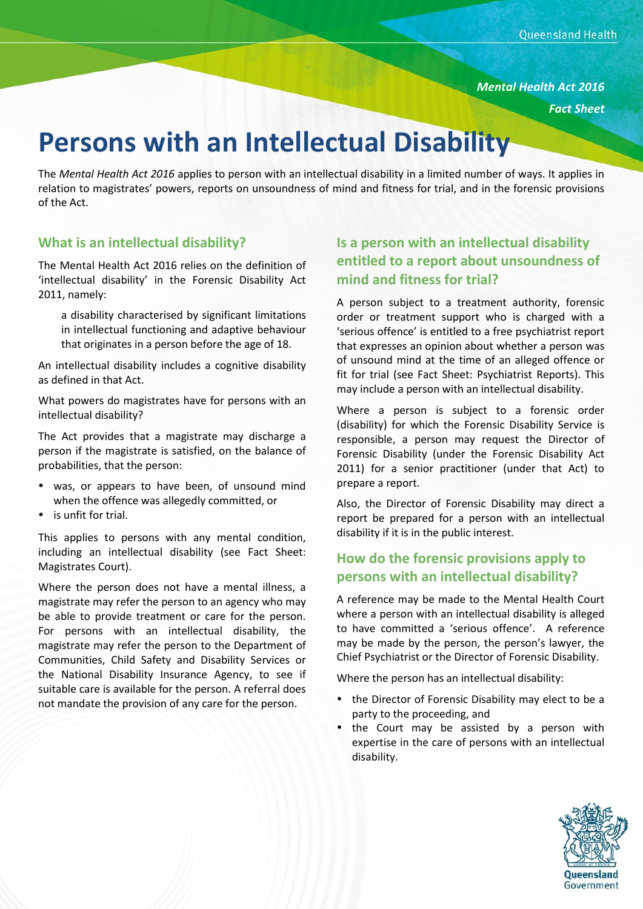*Mental Health Act 2016*

*Fact Sheet*

# Persons with an Intellectual Disability

The *Mental Health Act 2016* applies to person with an intellectual disability in a limited number of ways. It applies in relation to magistrates' powers, reports on unsoundness of mind and fitness for trial, and in the forensic provisions of the Act.

## What is an intellectual disability?

The Mental Health Act 2016 relies on the definition of 'intellectual disability' in the Forensic Disability Act 2011, namely:

> a disability characterised by significant limitations in intellectual functioning and adaptive behaviour that originates in a person before the age of 18.

An intellectual disability includes a cognitive disability as defined in that Act.

What powers do magistrates have for persons with an intellectual disability?

The Act provides that a magistrate may discharge a person if the magistrate is satisfied, on the balance of probabilities, that the person:

- was, or appears to have been, of unsound mind when the offence was allegedly committed, or
- is unfit for trial.

This applies to persons with any mental condition, including an intellectual disability (see Fact Sheet: Magistrates Court).

Where the person does not have a mental illness, a magistrate may refer the person to an agency who may be able to provide treatment or care for the person. For persons with an intellectual disability, the magistrate may refer the person to the Department of Communities, Child Safety and Disability Services or the National Disability Insurance Agency, to see if suitable care is available for the person. A referral does not mandate the provision of any care for the person.

## Is a person with an intellectual disability entitled to a report about unsoundness of mind and fitness for trial?

A person subject to a treatment authority, forensic order or treatment support who is charged with a 'serious offence' is entitled to a free psychiatrist report that expresses an opinion about whether a person was of unsound mind at the time of an alleged offence or fit for trial (see Fact Sheet: Psychiatrist Reports). This may include a person with an intellectual disability.

Where a person is subject to a forensic order (disability) for which the Forensic Disability Service is responsible, a person may request the Director of Forensic Disability (under the Forensic Disability Act 2011) for a senior practitioner (under that Act) to prepare a report.

Also, the Director of Forensic Disability may direct a report be prepared for a person with an intellectual disability if it is in the public interest.

## How do the forensic provisions apply to persons with an intellectual disability?

A reference may be made to the Mental Health Court where a person with an intellectual disability is alleged to have committed a 'serious offence'. A reference may be made by the person, the person's lawyer, the Chief Psychiatrist or the Director of Forensic Disability.

Where the person has an intellectual disability:

- the Director of Forensic Disability may elect to be a party to the proceeding, and
- the Court may be assisted by a person with expertise in the care of persons with an intellectual disability.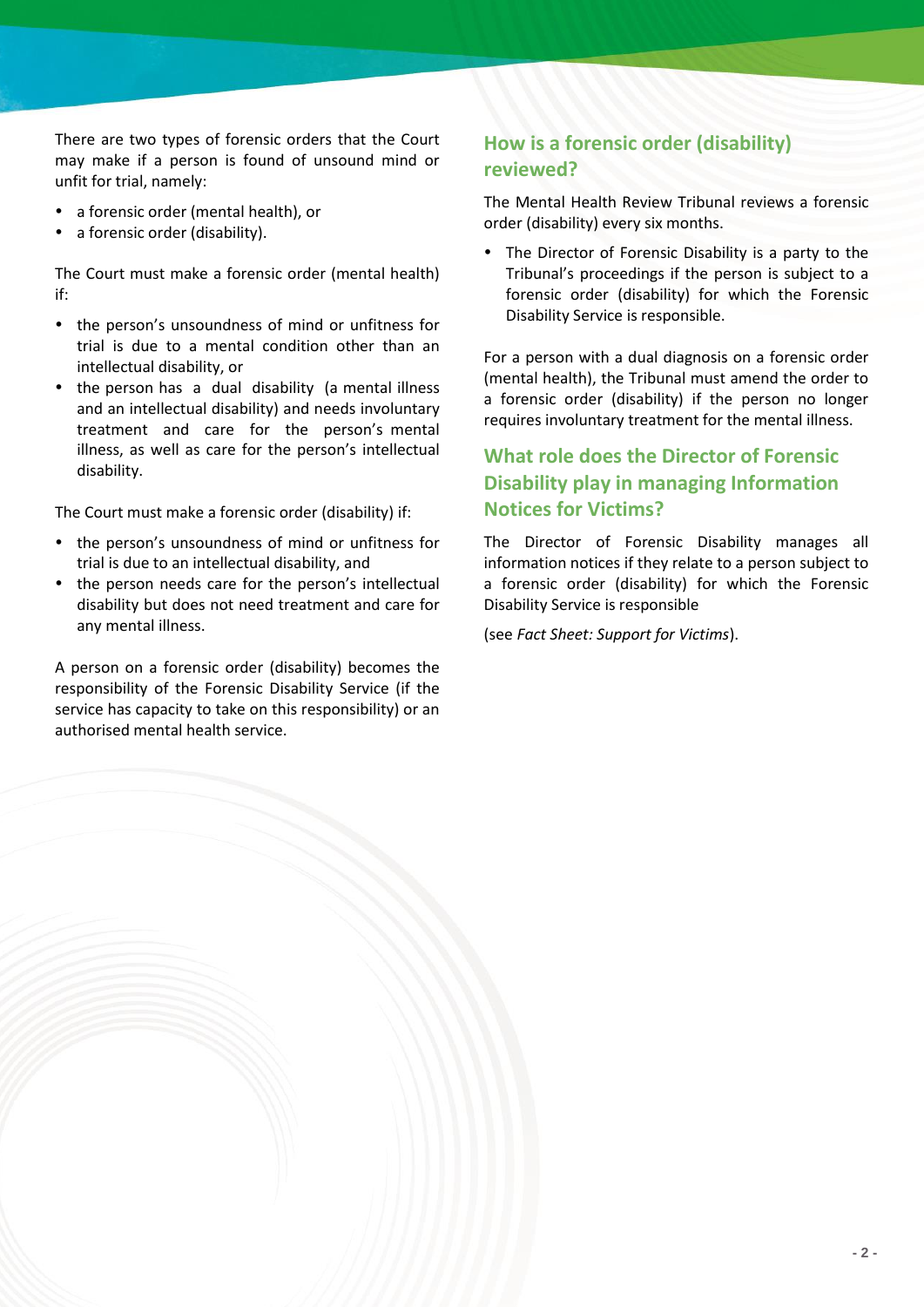There are two types of forensic orders that the Court may make if a person is found of unsound mind or unfit for trial, namely:

- a forensic order (mental health), or
- a forensic order (disability).

The Court must make a forensic order (mental health) if:

- the person's unsoundness of mind or unfitness for trial is due to a mental condition other than an intellectual disability, or
- the person has a dual disability (a mental illness and an intellectual disability) and needs involuntary treatment and care for the person's mental illness, as well as care for the person's intellectual disability.

The Court must make a forensic order (disability) if:

- the person's unsoundness of mind or unfitness for trial is due to an intellectual disability, and
- the person needs care for the person's intellectual disability but does not need treatment and care for any mental illness.

A person on a forensic order (disability) becomes the responsibility of the Forensic Disability Service (if the service has capacity to take on this responsibility) or an authorised mental health service.

## How is a forensic order (disability) reviewed?

The Mental Health Review Tribunal reviews a forensic order (disability) every six months.

- The Director of Forensic Disability is a party to the Tribunal's proceedings if the person is subject to a forensic order (disability) for which the Forensic Disability Service is responsible.

For a person with a dual diagnosis on a forensic order (mental health), the Tribunal must amend the order to a forensic order (disability) if the person no longer requires involuntary treatment for the mental illness.

## What role does the Director of Forensic Disability play in managing Information Notices for Victims?

The Director of Forensic Disability manages all information notices if they relate to a person subject to a forensic order (disability) for which the Forensic Disability Service is responsible

(see *Fact Sheet: Support for Victims*).